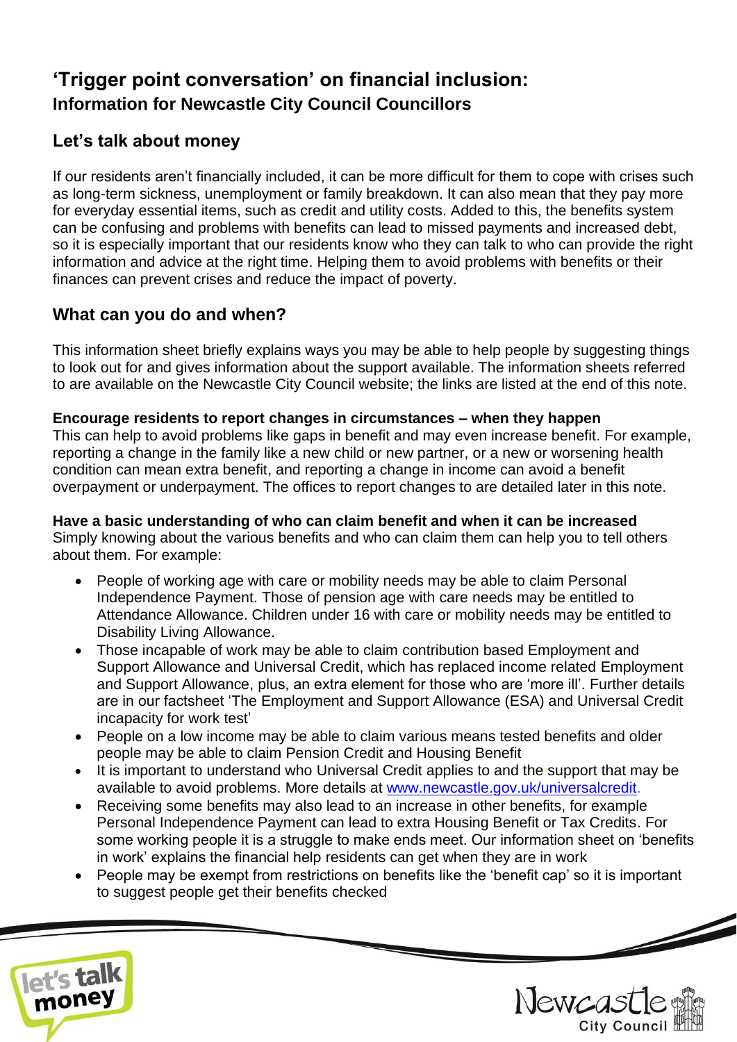# 'Trigger point conversation' on financial inclusion:

### Information for Newcastle City Council Councillors

## Let's talk about money

If our residents aren't financially included, it can be more difficult for them to cope with crises such as long-term sickness, unemployment or family breakdown. It can also mean that they pay more for everyday essential items, such as credit and utility costs. Added to this, the benefits system can be confusing and problems with benefits can lead to missed payments and increased debt, so it is especially important that our residents know who they can talk to who can provide the right information and advice at the right time. Helping them to avoid problems with benefits or their finances can prevent crises and reduce the impact of poverty.

## What can you do and when?

This information sheet briefly explains ways you may be able to help people by suggesting things to look out for and gives information about the support available. The information sheets referred to are available on the Newcastle City Council website; the links are listed at the end of this note.

**Encourage residents to report changes in circumstances – when they happen**
This can help to avoid problems like gaps in benefit and may even increase benefit. For example, reporting a change in the family like a new child or new partner, or a new or worsening health condition can mean extra benefit, and reporting a change in income can avoid a benefit overpayment or underpayment. The offices to report changes to are detailed later in this note.

**Have a basic understanding of who can claim benefit and when it can be increased**
Simply knowing about the various benefits and who can claim them can help you to tell others about them. For example:

- People of working age with care or mobility needs may be able to claim Personal Independence Payment. Those of pension age with care needs may be entitled to Attendance Allowance. Children under 16 with care or mobility needs may be entitled to Disability Living Allowance.
- Those incapable of work may be able to claim contribution based Employment and Support Allowance and Universal Credit, which has replaced income related Employment and Support Allowance, plus, an extra element for those who are 'more ill'. Further details are in our factsheet 'The Employment and Support Allowance (ESA) and Universal Credit incapacity for work test'
- People on a low income may be able to claim various means tested benefits and older people may be able to claim Pension Credit and Housing Benefit
- It is important to understand who Universal Credit applies to and the support that may be available to avoid problems. More details at www.newcastle.gov.uk/universalcredit.
- Receiving some benefits may also lead to an increase in other benefits, for example Personal Independence Payment can lead to extra Housing Benefit or Tax Credits. For some working people it is a struggle to make ends meet. Our information sheet on 'benefits in work' explains the financial help residents can get when they are in work
- People may be exempt from restrictions on benefits like the 'benefit cap' so it is important to suggest people get their benefits checked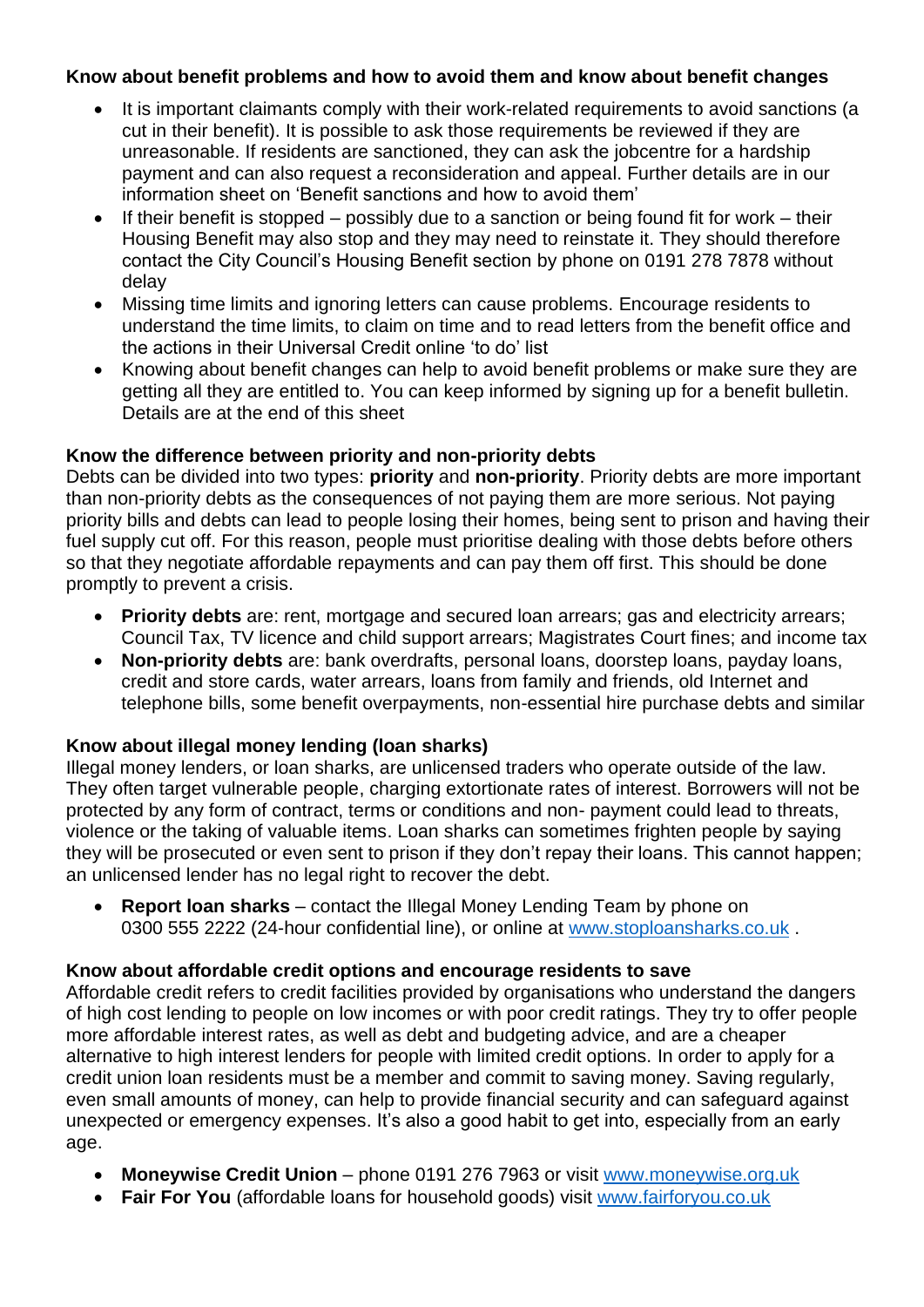**Know about benefit problems and how to avoid them and know about benefit changes**

- It is important claimants comply with their work-related requirements to avoid sanctions (a cut in their benefit). It is possible to ask those requirements be reviewed if they are unreasonable. If residents are sanctioned, they can ask the jobcentre for a hardship payment and can also request a reconsideration and appeal. Further details are in our information sheet on 'Benefit sanctions and how to avoid them'
- If their benefit is stopped – possibly due to a sanction or being found fit for work – their Housing Benefit may also stop and they may need to reinstate it. They should therefore contact the City Council's Housing Benefit section by phone on 0191 278 7878 without delay
- Missing time limits and ignoring letters can cause problems. Encourage residents to understand the time limits, to claim on time and to read letters from the benefit office and the actions in their Universal Credit online 'to do' list
- Knowing about benefit changes can help to avoid benefit problems or make sure they are getting all they are entitled to. You can keep informed by signing up for a benefit bulletin. Details are at the end of this sheet

**Know the difference between priority and non-priority debts**

Debts can be divided into two types: **priority** and **non-priority**. Priority debts are more important than non-priority debts as the consequences of not paying them are more serious. Not paying priority bills and debts can lead to people losing their homes, being sent to prison and having their fuel supply cut off. For this reason, people must prioritise dealing with those debts before others so that they negotiate affordable repayments and can pay them off first. This should be done promptly to prevent a crisis.

- **Priority debts** are: rent, mortgage and secured loan arrears; gas and electricity arrears; Council Tax, TV licence and child support arrears; Magistrates Court fines; and income tax
- **Non-priority debts** are: bank overdrafts, personal loans, doorstep loans, payday loans, credit and store cards, water arrears, loans from family and friends, old Internet and telephone bills, some benefit overpayments, non-essential hire purchase debts and similar

**Know about illegal money lending (loan sharks)**

Illegal money lenders, or loan sharks, are unlicensed traders who operate outside of the law. They often target vulnerable people, charging extortionate rates of interest. Borrowers will not be protected by any form of contract, terms or conditions and non- payment could lead to threats, violence or the taking of valuable items. Loan sharks can sometimes frighten people by saying they will be prosecuted or even sent to prison if they don't repay their loans. This cannot happen; an unlicensed lender has no legal right to recover the debt.

- **Report loan sharks** – contact the Illegal Money Lending Team by phone on 0300 555 2222 (24-hour confidential line), or online at [www.stoploansharks.co.uk](http://www.stoploansharks.co.uk) .

**Know about affordable credit options and encourage residents to save**

Affordable credit refers to credit facilities provided by organisations who understand the dangers of high cost lending to people on low incomes or with poor credit ratings. They try to offer people more affordable interest rates, as well as debt and budgeting advice, and are a cheaper alternative to high interest lenders for people with limited credit options. In order to apply for a credit union loan residents must be a member and commit to saving money. Saving regularly, even small amounts of money, can help to provide financial security and can safeguard against unexpected or emergency expenses. It's also a good habit to get into, especially from an early age.

- **Moneywise Credit Union** – phone 0191 276 7963 or visit [www.moneywise.org.uk](http://www.moneywise.org.uk)
- **Fair For You** (affordable loans for household goods) visit [www.fairforyou.co.uk](http://www.fairforyou.co.uk)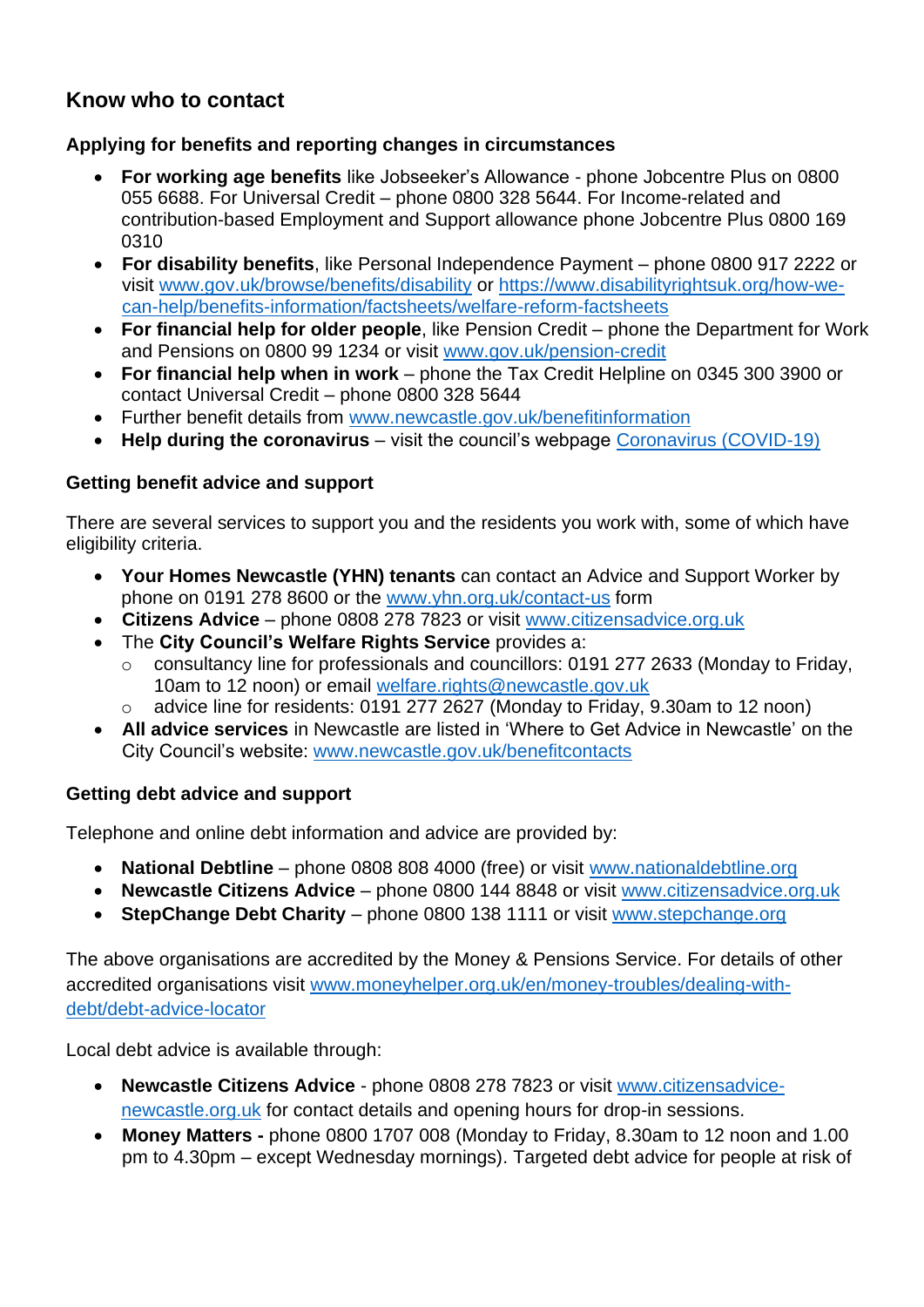## Know who to contact

### Applying for benefits and reporting changes in circumstances

- **For working age benefits** like Jobseeker's Allowance - phone Jobcentre Plus on 0800 055 6688. For Universal Credit – phone 0800 328 5644. For Income-related and contribution-based Employment and Support allowance phone Jobcentre Plus 0800 169 0310
- **For disability benefits**, like Personal Independence Payment – phone 0800 917 2222 or visit [www.gov.uk/browse/benefits/disability](www.gov.uk/browse/benefits/disability) or [https://www.disabilityrightsuk.org/how-we-can-help/benefits-information/factsheets/welfare-reform-factsheets](https://www.disabilityrightsuk.org/how-we-can-help/benefits-information/factsheets/welfare-reform-factsheets)
- **For financial help for older people**, like Pension Credit – phone the Department for Work and Pensions on 0800 99 1234 or visit [www.gov.uk/pension-credit](www.gov.uk/pension-credit)
- **For financial help when in work** – phone the Tax Credit Helpline on 0345 300 3900 or contact Universal Credit – phone 0800 328 5644
- Further benefit details from [www.newcastle.gov.uk/benefitinformation](www.newcastle.gov.uk/benefitinformation)
- **Help during the coronavirus** – visit the council's webpage Coronavirus (COVID-19)

### Getting benefit advice and support

There are several services to support you and the residents you work with, some of which have eligibility criteria.

- **Your Homes Newcastle (YHN) tenants** can contact an Advice and Support Worker by phone on 0191 278 8600 or the [www.yhn.org.uk/contact-us](www.yhn.org.uk/contact-us) form
- **Citizens Advice** – phone 0808 278 7823 or visit [www.citizensadvice.org.uk](www.citizensadvice.org.uk)
- The **City Council's Welfare Rights Service** provides a:
  - consultancy line for professionals and councillors: 0191 277 2633 (Monday to Friday, 10am to 12 noon) or email welfare.rights@newcastle.gov.uk
  - advice line for residents: 0191 277 2627 (Monday to Friday, 9.30am to 12 noon)
- **All advice services** in Newcastle are listed in 'Where to Get Advice in Newcastle' on the City Council's website: [www.newcastle.gov.uk/benefitcontacts](www.newcastle.gov.uk/benefitcontacts)

### Getting debt advice and support

Telephone and online debt information and advice are provided by:

- **National Debtline** – phone 0808 808 4000 (free) or visit [www.nationaldebtline.org](www.nationaldebtline.org)
- **Newcastle Citizens Advice** – phone 0800 144 8848 or visit [www.citizensadvice.org.uk](www.citizensadvice.org.uk)
- **StepChange Debt Charity** – phone 0800 138 1111 or visit [www.stepchange.org](www.stepchange.org)

The above organisations are accredited by the Money & Pensions Service. For details of other accredited organisations visit [www.moneyhelper.org.uk/en/money-troubles/dealing-with-debt/debt-advice-locator](www.moneyhelper.org.uk/en/money-troubles/dealing-with-debt/debt-advice-locator)

Local debt advice is available through:

- **Newcastle Citizens Advice** - phone 0808 278 7823 or visit [www.citizensadvice-newcastle.org.uk](www.citizensadvice-newcastle.org.uk) for contact details and opening hours for drop-in sessions.
- **Money Matters -** phone 0800 1707 008 (Monday to Friday, 8.30am to 12 noon and 1.00 pm to 4.30pm – except Wednesday mornings). Targeted debt advice for people at risk of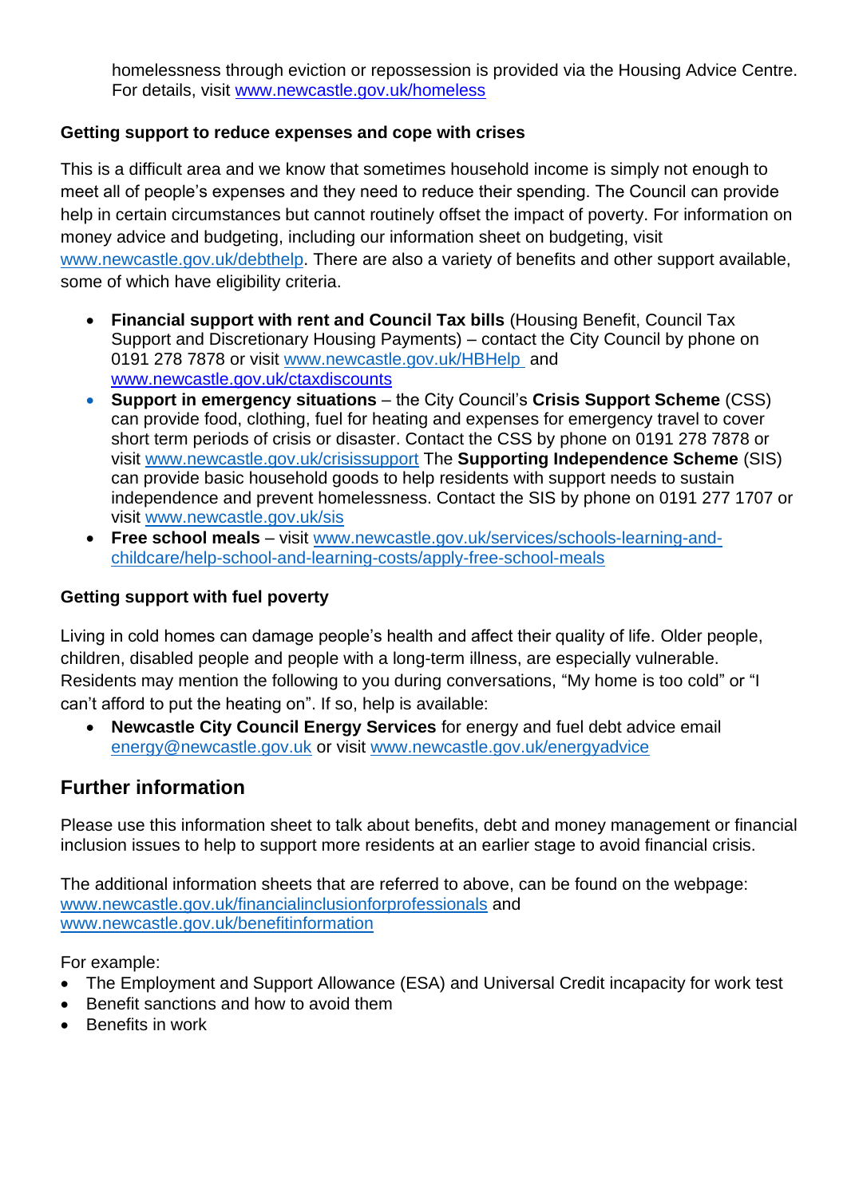homelessness through eviction or repossession is provided via the Housing Advice Centre. For details, visit www.newcastle.gov.uk/homeless

**Getting support to reduce expenses and cope with crises**

This is a difficult area and we know that sometimes household income is simply not enough to meet all of people's expenses and they need to reduce their spending. The Council can provide help in certain circumstances but cannot routinely offset the impact of poverty. For information on money advice and budgeting, including our information sheet on budgeting, visit www.newcastle.gov.uk/debthelp. There are also a variety of benefits and other support available, some of which have eligibility criteria.

- **Financial support with rent and Council Tax bills** (Housing Benefit, Council Tax Support and Discretionary Housing Payments) – contact the City Council by phone on 0191 278 7878 or visit www.newcastle.gov.uk/HBHelp and www.newcastle.gov.uk/ctaxdiscounts
- **Support in emergency situations** – the City Council's **Crisis Support Scheme** (CSS) can provide food, clothing, fuel for heating and expenses for emergency travel to cover short term periods of crisis or disaster. Contact the CSS by phone on 0191 278 7878 or visit www.newcastle.gov.uk/crisissupport The **Supporting Independence Scheme** (SIS) can provide basic household goods to help residents with support needs to sustain independence and prevent homelessness. Contact the SIS by phone on 0191 277 1707 or visit www.newcastle.gov.uk/sis
- **Free school meals** – visit www.newcastle.gov.uk/services/schools-learning-and-childcare/help-school-and-learning-costs/apply-free-school-meals

**Getting support with fuel poverty**

Living in cold homes can damage people's health and affect their quality of life. Older people, children, disabled people and people with a long-term illness, are especially vulnerable. Residents may mention the following to you during conversations, "My home is too cold" or "I can't afford to put the heating on". If so, help is available:

- **Newcastle City Council Energy Services** for energy and fuel debt advice email energy@newcastle.gov.uk or visit www.newcastle.gov.uk/energyadvice

## Further information

Please use this information sheet to talk about benefits, debt and money management or financial inclusion issues to help to support more residents at an earlier stage to avoid financial crisis.

The additional information sheets that are referred to above, can be found on the webpage: www.newcastle.gov.uk/financialinclusionforprofessionals and www.newcastle.gov.uk/benefitinformation

For example:

- The Employment and Support Allowance (ESA) and Universal Credit incapacity for work test
- Benefit sanctions and how to avoid them
- Benefits in work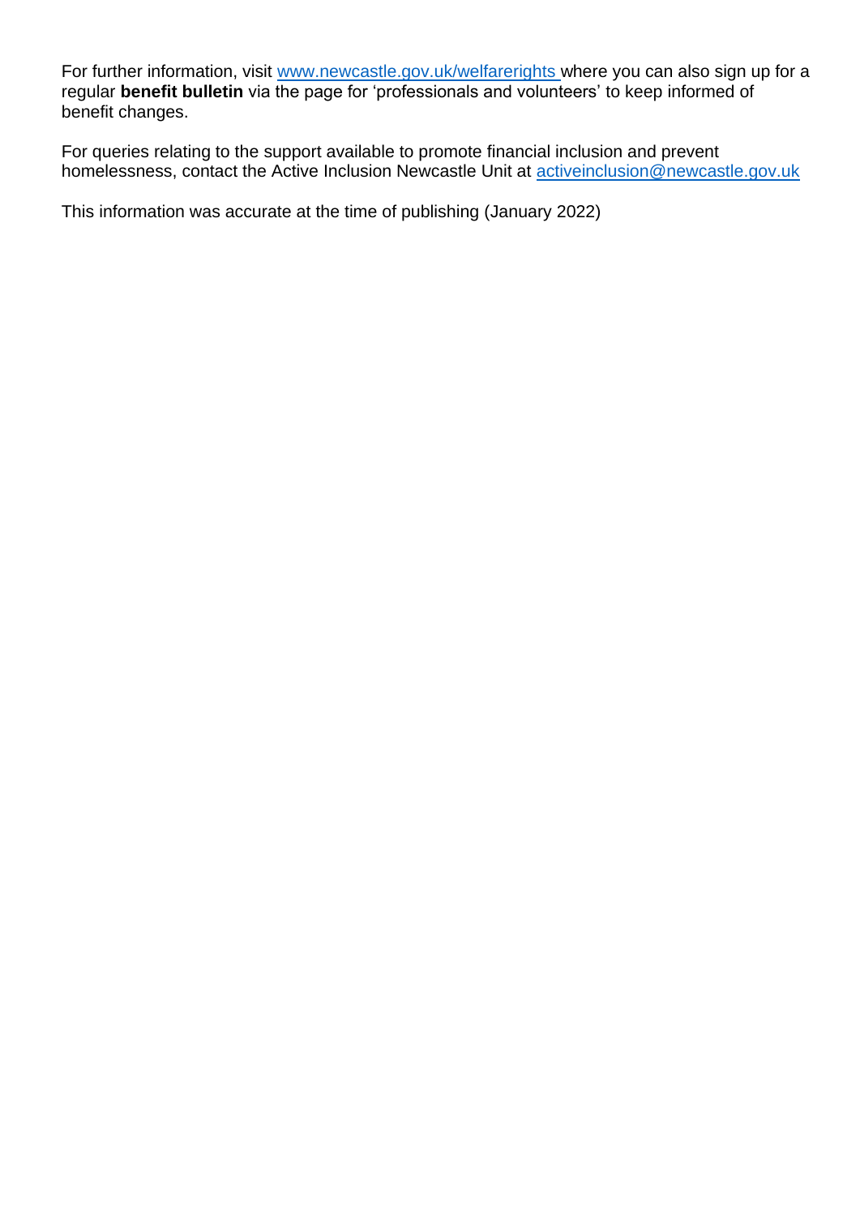For further information, visit [www.newcastle.gov.uk/welfarerights](http://www.newcastle.gov.uk/welfarerights) where you can also sign up for a regular **benefit bulletin** via the page for 'professionals and volunteers' to keep informed of benefit changes.

For queries relating to the support available to promote financial inclusion and prevent homelessness, contact the Active Inclusion Newcastle Unit at [activeinclusion@newcastle.gov.uk](mailto:activeinclusion@newcastle.gov.uk)

This information was accurate at the time of publishing (January 2022)